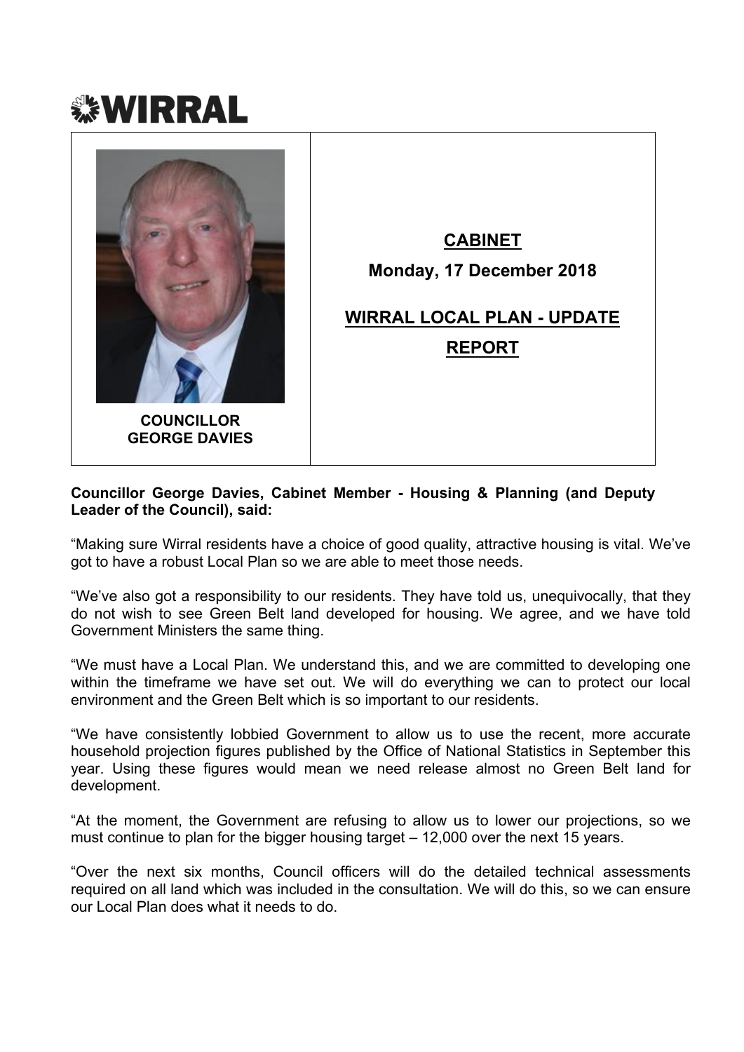WIRRAL

COUNCILLOR GEORGE DAVIES

**CABINET**

**Monday, 17 December 2018**

**WIRRAL LOCAL PLAN - UPDATE REPORT**

**Councillor George Davies, Cabinet Member - Housing & Planning (and Deputy Leader of the Council), said:**

"Making sure Wirral residents have a choice of good quality, attractive housing is vital. We've got to have a robust Local Plan so we are able to meet those needs.

"We've also got a responsibility to our residents. They have told us, unequivocally, that they do not wish to see Green Belt land developed for housing. We agree, and we have told Government Ministers the same thing.

"We must have a Local Plan. We understand this, and we are committed to developing one within the timeframe we have set out. We will do everything we can to protect our local environment and the Green Belt which is so important to our residents.

"We have consistently lobbied Government to allow us to use the recent, more accurate household projection figures published by the Office of National Statistics in September this year. Using these figures would mean we need release almost no Green Belt land for development.

"At the moment, the Government are refusing to allow us to lower our projections, so we must continue to plan for the bigger housing target – 12,000 over the next 15 years.

"Over the next six months, Council officers will do the detailed technical assessments required on all land which was included in the consultation. We will do this, so we can ensure our Local Plan does what it needs to do.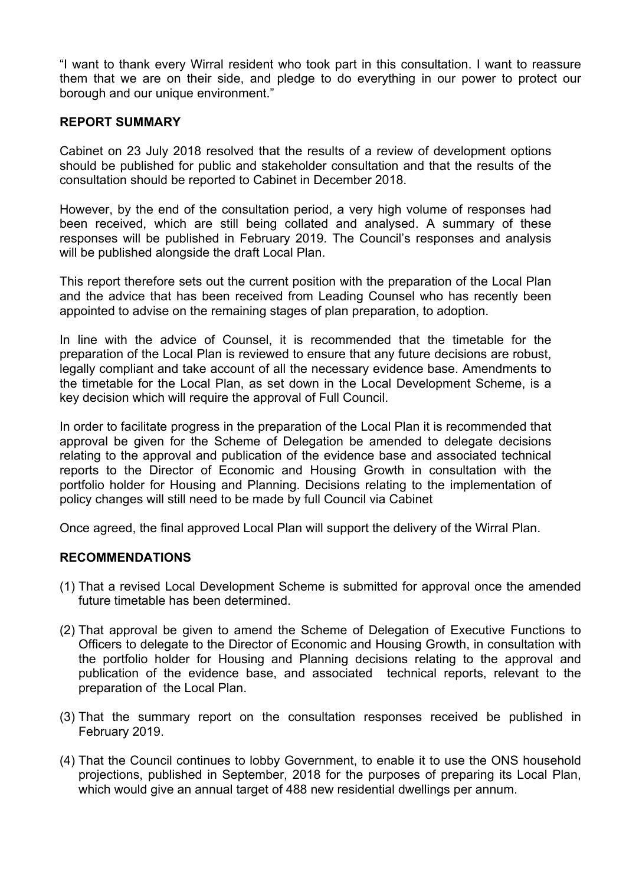"I want to thank every Wirral resident who took part in this consultation. I want to reassure them that we are on their side, and pledge to do everything in our power to protect our borough and our unique environment."

**REPORT SUMMARY**

Cabinet on 23 July 2018 resolved that the results of a review of development options should be published for public and stakeholder consultation and that the results of the consultation should be reported to Cabinet in December 2018.

However, by the end of the consultation period, a very high volume of responses had been received, which are still being collated and analysed. A summary of these responses will be published in February 2019. The Council's responses and analysis will be published alongside the draft Local Plan.

This report therefore sets out the current position with the preparation of the Local Plan and the advice that has been received from Leading Counsel who has recently been appointed to advise on the remaining stages of plan preparation, to adoption.

In line with the advice of Counsel, it is recommended that the timetable for the preparation of the Local Plan is reviewed to ensure that any future decisions are robust, legally compliant and take account of all the necessary evidence base. Amendments to the timetable for the Local Plan, as set down in the Local Development Scheme, is a key decision which will require the approval of Full Council.

In order to facilitate progress in the preparation of the Local Plan it is recommended that approval be given for the Scheme of Delegation be amended to delegate decisions relating to the approval and publication of the evidence base and associated technical reports to the Director of Economic and Housing Growth in consultation with the portfolio holder for Housing and Planning. Decisions relating to the implementation of policy changes will still need to be made by full Council via Cabinet

Once agreed, the final approved Local Plan will support the delivery of the Wirral Plan.

**RECOMMENDATIONS**

(1) That a revised Local Development Scheme is submitted for approval once the amended future timetable has been determined.

(2) That approval be given to amend the Scheme of Delegation of Executive Functions to Officers to delegate to the Director of Economic and Housing Growth, in consultation with the portfolio holder for Housing and Planning decisions relating to the approval and publication of the evidence base, and associated technical reports, relevant to the preparation of the Local Plan.

(3) That the summary report on the consultation responses received be published in February 2019.

(4) That the Council continues to lobby Government, to enable it to use the ONS household projections, published in September, 2018 for the purposes of preparing its Local Plan, which would give an annual target of 488 new residential dwellings per annum.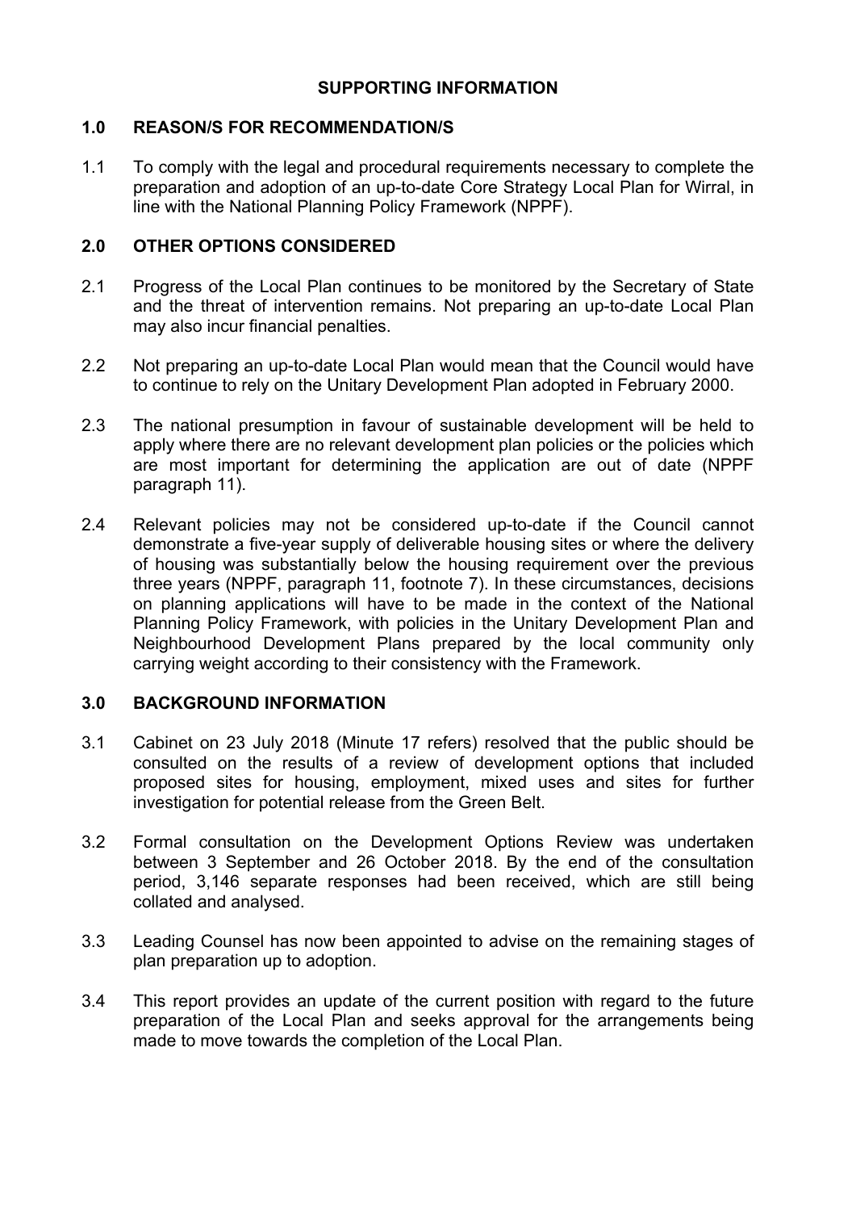## SUPPORTING INFORMATION

### 1.0 REASON/S FOR RECOMMENDATION/S

1.1 To comply with the legal and procedural requirements necessary to complete the preparation and adoption of an up-to-date Core Strategy Local Plan for Wirral, in line with the National Planning Policy Framework (NPPF).

### 2.0 OTHER OPTIONS CONSIDERED

2.1 Progress of the Local Plan continues to be monitored by the Secretary of State and the threat of intervention remains. Not preparing an up-to-date Local Plan may also incur financial penalties.

2.2 Not preparing an up-to-date Local Plan would mean that the Council would have to continue to rely on the Unitary Development Plan adopted in February 2000.

2.3 The national presumption in favour of sustainable development will be held to apply where there are no relevant development plan policies or the policies which are most important for determining the application are out of date (NPPF paragraph 11).

2.4 Relevant policies may not be considered up-to-date if the Council cannot demonstrate a five-year supply of deliverable housing sites or where the delivery of housing was substantially below the housing requirement over the previous three years (NPPF, paragraph 11, footnote 7). In these circumstances, decisions on planning applications will have to be made in the context of the National Planning Policy Framework, with policies in the Unitary Development Plan and Neighbourhood Development Plans prepared by the local community only carrying weight according to their consistency with the Framework.

### 3.0 BACKGROUND INFORMATION

3.1 Cabinet on 23 July 2018 (Minute 17 refers) resolved that the public should be consulted on the results of a review of development options that included proposed sites for housing, employment, mixed uses and sites for further investigation for potential release from the Green Belt.

3.2 Formal consultation on the Development Options Review was undertaken between 3 September and 26 October 2018. By the end of the consultation period, 3,146 separate responses had been received, which are still being collated and analysed.

3.3 Leading Counsel has now been appointed to advise on the remaining stages of plan preparation up to adoption.

3.4 This report provides an update of the current position with regard to the future preparation of the Local Plan and seeks approval for the arrangements being made to move towards the completion of the Local Plan.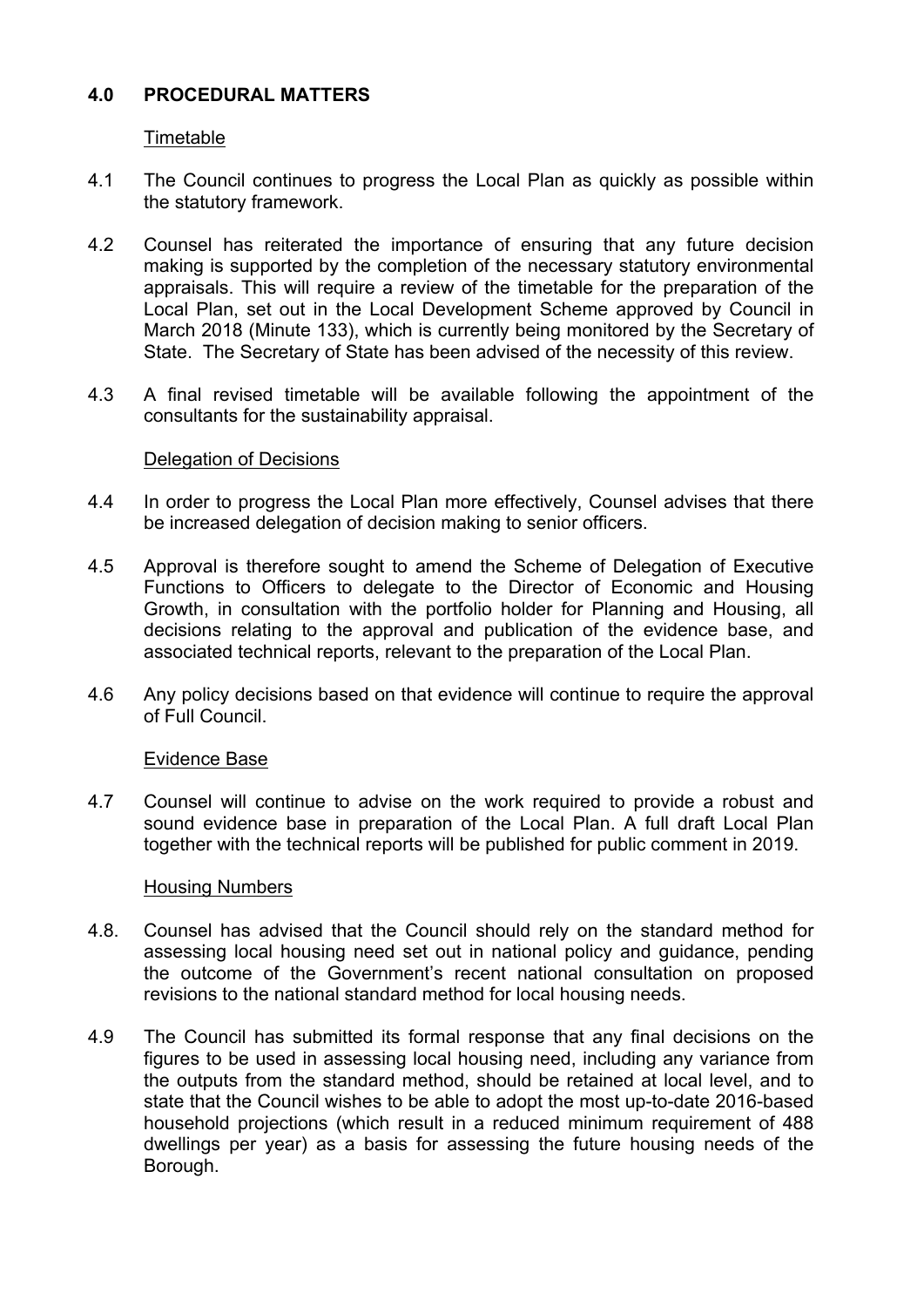## 4.0 PROCEDURAL MATTERS

Timetable

4.1 The Council continues to progress the Local Plan as quickly as possible within the statutory framework.

4.2 Counsel has reiterated the importance of ensuring that any future decision making is supported by the completion of the necessary statutory environmental appraisals. This will require a review of the timetable for the preparation of the Local Plan, set out in the Local Development Scheme approved by Council in March 2018 (Minute 133), which is currently being monitored by the Secretary of State. The Secretary of State has been advised of the necessity of this review.

4.3 A final revised timetable will be available following the appointment of the consultants for the sustainability appraisal.

Delegation of Decisions

4.4 In order to progress the Local Plan more effectively, Counsel advises that there be increased delegation of decision making to senior officers.

4.5 Approval is therefore sought to amend the Scheme of Delegation of Executive Functions to Officers to delegate to the Director of Economic and Housing Growth, in consultation with the portfolio holder for Planning and Housing, all decisions relating to the approval and publication of the evidence base, and associated technical reports, relevant to the preparation of the Local Plan.

4.6 Any policy decisions based on that evidence will continue to require the approval of Full Council.

Evidence Base

4.7 Counsel will continue to advise on the work required to provide a robust and sound evidence base in preparation of the Local Plan. A full draft Local Plan together with the technical reports will be published for public comment in 2019.

Housing Numbers

4.8. Counsel has advised that the Council should rely on the standard method for assessing local housing need set out in national policy and guidance, pending the outcome of the Government's recent national consultation on proposed revisions to the national standard method for local housing needs.

4.9 The Council has submitted its formal response that any final decisions on the figures to be used in assessing local housing need, including any variance from the outputs from the standard method, should be retained at local level, and to state that the Council wishes to be able to adopt the most up-to-date 2016-based household projections (which result in a reduced minimum requirement of 488 dwellings per year) as a basis for assessing the future housing needs of the Borough.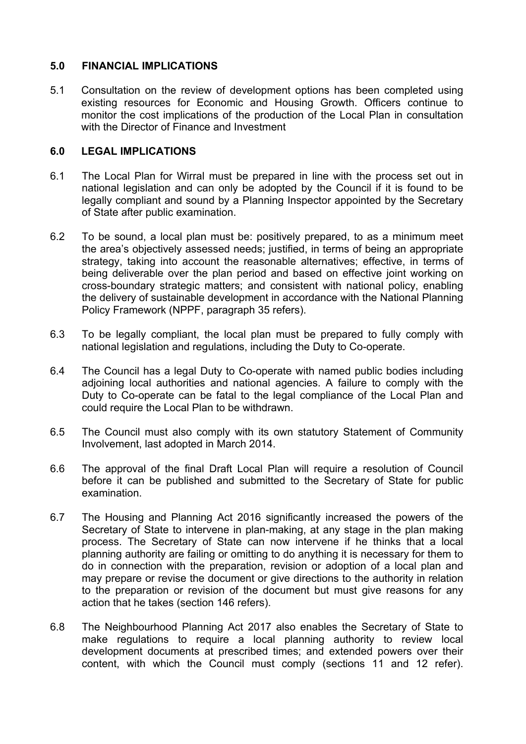## 5.0 FINANCIAL IMPLICATIONS

5.1 Consultation on the review of development options has been completed using existing resources for Economic and Housing Growth. Officers continue to monitor the cost implications of the production of the Local Plan in consultation with the Director of Finance and Investment

## 6.0 LEGAL IMPLICATIONS

6.1 The Local Plan for Wirral must be prepared in line with the process set out in national legislation and can only be adopted by the Council if it is found to be legally compliant and sound by a Planning Inspector appointed by the Secretary of State after public examination.

6.2 To be sound, a local plan must be: positively prepared, to as a minimum meet the area's objectively assessed needs; justified, in terms of being an appropriate strategy, taking into account the reasonable alternatives; effective, in terms of being deliverable over the plan period and based on effective joint working on cross-boundary strategic matters; and consistent with national policy, enabling the delivery of sustainable development in accordance with the National Planning Policy Framework (NPPF, paragraph 35 refers).

6.3 To be legally compliant, the local plan must be prepared to fully comply with national legislation and regulations, including the Duty to Co-operate.

6.4 The Council has a legal Duty to Co-operate with named public bodies including adjoining local authorities and national agencies. A failure to comply with the Duty to Co-operate can be fatal to the legal compliance of the Local Plan and could require the Local Plan to be withdrawn.

6.5 The Council must also comply with its own statutory Statement of Community Involvement, last adopted in March 2014.

6.6 The approval of the final Draft Local Plan will require a resolution of Council before it can be published and submitted to the Secretary of State for public examination.

6.7 The Housing and Planning Act 2016 significantly increased the powers of the Secretary of State to intervene in plan-making, at any stage in the plan making process. The Secretary of State can now intervene if he thinks that a local planning authority are failing or omitting to do anything it is necessary for them to do in connection with the preparation, revision or adoption of a local plan and may prepare or revise the document or give directions to the authority in relation to the preparation or revision of the document but must give reasons for any action that he takes (section 146 refers).

6.8 The Neighbourhood Planning Act 2017 also enables the Secretary of State to make regulations to require a local planning authority to review local development documents at prescribed times; and extended powers over their content, with which the Council must comply (sections 11 and 12 refer).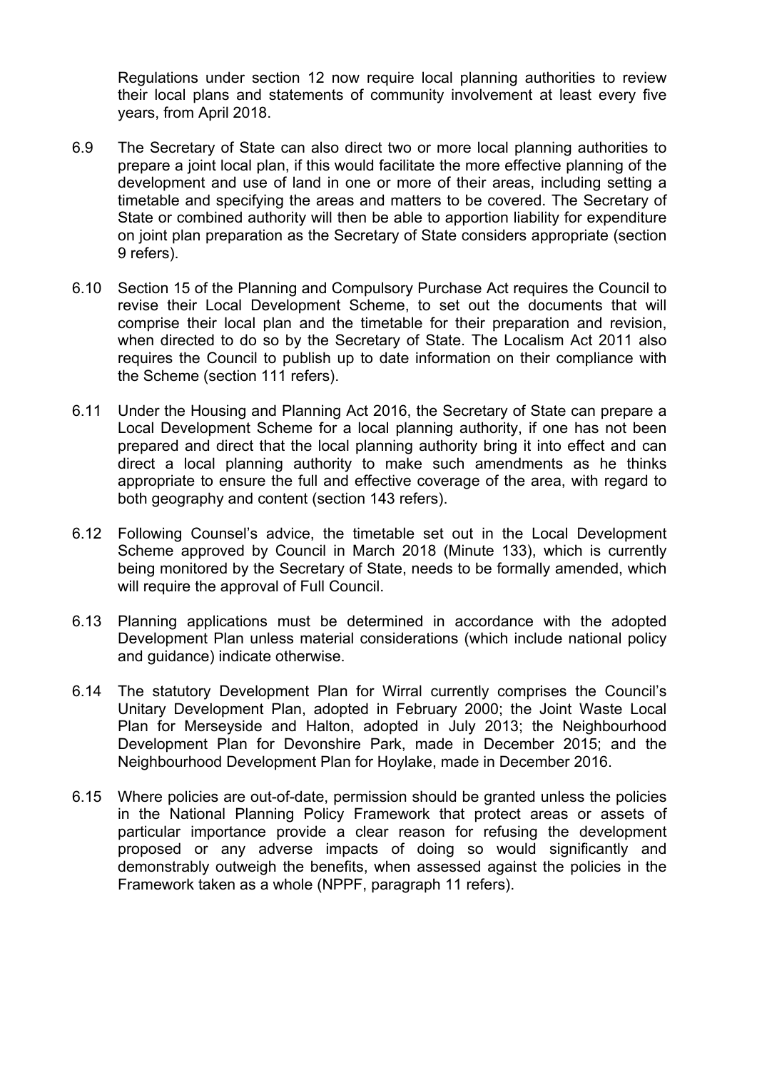Regulations under section 12 now require local planning authorities to review their local plans and statements of community involvement at least every five years, from April 2018.

6.9 The Secretary of State can also direct two or more local planning authorities to prepare a joint local plan, if this would facilitate the more effective planning of the development and use of land in one or more of their areas, including setting a timetable and specifying the areas and matters to be covered. The Secretary of State or combined authority will then be able to apportion liability for expenditure on joint plan preparation as the Secretary of State considers appropriate (section 9 refers).

6.10 Section 15 of the Planning and Compulsory Purchase Act requires the Council to revise their Local Development Scheme, to set out the documents that will comprise their local plan and the timetable for their preparation and revision, when directed to do so by the Secretary of State. The Localism Act 2011 also requires the Council to publish up to date information on their compliance with the Scheme (section 111 refers).

6.11 Under the Housing and Planning Act 2016, the Secretary of State can prepare a Local Development Scheme for a local planning authority, if one has not been prepared and direct that the local planning authority bring it into effect and can direct a local planning authority to make such amendments as he thinks appropriate to ensure the full and effective coverage of the area, with regard to both geography and content (section 143 refers).

6.12 Following Counsel's advice, the timetable set out in the Local Development Scheme approved by Council in March 2018 (Minute 133), which is currently being monitored by the Secretary of State, needs to be formally amended, which will require the approval of Full Council.

6.13 Planning applications must be determined in accordance with the adopted Development Plan unless material considerations (which include national policy and guidance) indicate otherwise.

6.14 The statutory Development Plan for Wirral currently comprises the Council's Unitary Development Plan, adopted in February 2000; the Joint Waste Local Plan for Merseyside and Halton, adopted in July 2013; the Neighbourhood Development Plan for Devonshire Park, made in December 2015; and the Neighbourhood Development Plan for Hoylake, made in December 2016.

6.15 Where policies are out-of-date, permission should be granted unless the policies in the National Planning Policy Framework that protect areas or assets of particular importance provide a clear reason for refusing the development proposed or any adverse impacts of doing so would significantly and demonstrably outweigh the benefits, when assessed against the policies in the Framework taken as a whole (NPPF, paragraph 11 refers).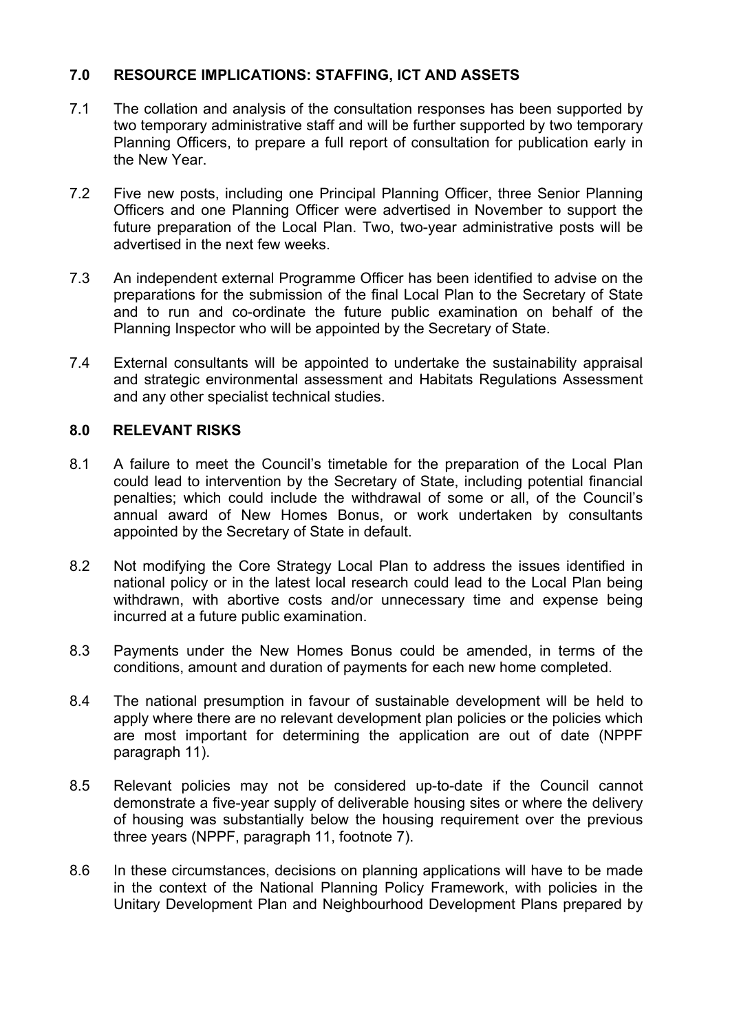## 7.0 RESOURCE IMPLICATIONS: STAFFING, ICT AND ASSETS

7.1 The collation and analysis of the consultation responses has been supported by two temporary administrative staff and will be further supported by two temporary Planning Officers, to prepare a full report of consultation for publication early in the New Year.

7.2 Five new posts, including one Principal Planning Officer, three Senior Planning Officers and one Planning Officer were advertised in November to support the future preparation of the Local Plan. Two, two-year administrative posts will be advertised in the next few weeks.

7.3 An independent external Programme Officer has been identified to advise on the preparations for the submission of the final Local Plan to the Secretary of State and to run and co-ordinate the future public examination on behalf of the Planning Inspector who will be appointed by the Secretary of State.

7.4 External consultants will be appointed to undertake the sustainability appraisal and strategic environmental assessment and Habitats Regulations Assessment and any other specialist technical studies.

## 8.0 RELEVANT RISKS

8.1 A failure to meet the Council's timetable for the preparation of the Local Plan could lead to intervention by the Secretary of State, including potential financial penalties; which could include the withdrawal of some or all, of the Council's annual award of New Homes Bonus, or work undertaken by consultants appointed by the Secretary of State in default.

8.2 Not modifying the Core Strategy Local Plan to address the issues identified in national policy or in the latest local research could lead to the Local Plan being withdrawn, with abortive costs and/or unnecessary time and expense being incurred at a future public examination.

8.3 Payments under the New Homes Bonus could be amended, in terms of the conditions, amount and duration of payments for each new home completed.

8.4 The national presumption in favour of sustainable development will be held to apply where there are no relevant development plan policies or the policies which are most important for determining the application are out of date (NPPF paragraph 11).

8.5 Relevant policies may not be considered up-to-date if the Council cannot demonstrate a five-year supply of deliverable housing sites or where the delivery of housing was substantially below the housing requirement over the previous three years (NPPF, paragraph 11, footnote 7).

8.6 In these circumstances, decisions on planning applications will have to be made in the context of the National Planning Policy Framework, with policies in the Unitary Development Plan and Neighbourhood Development Plans prepared by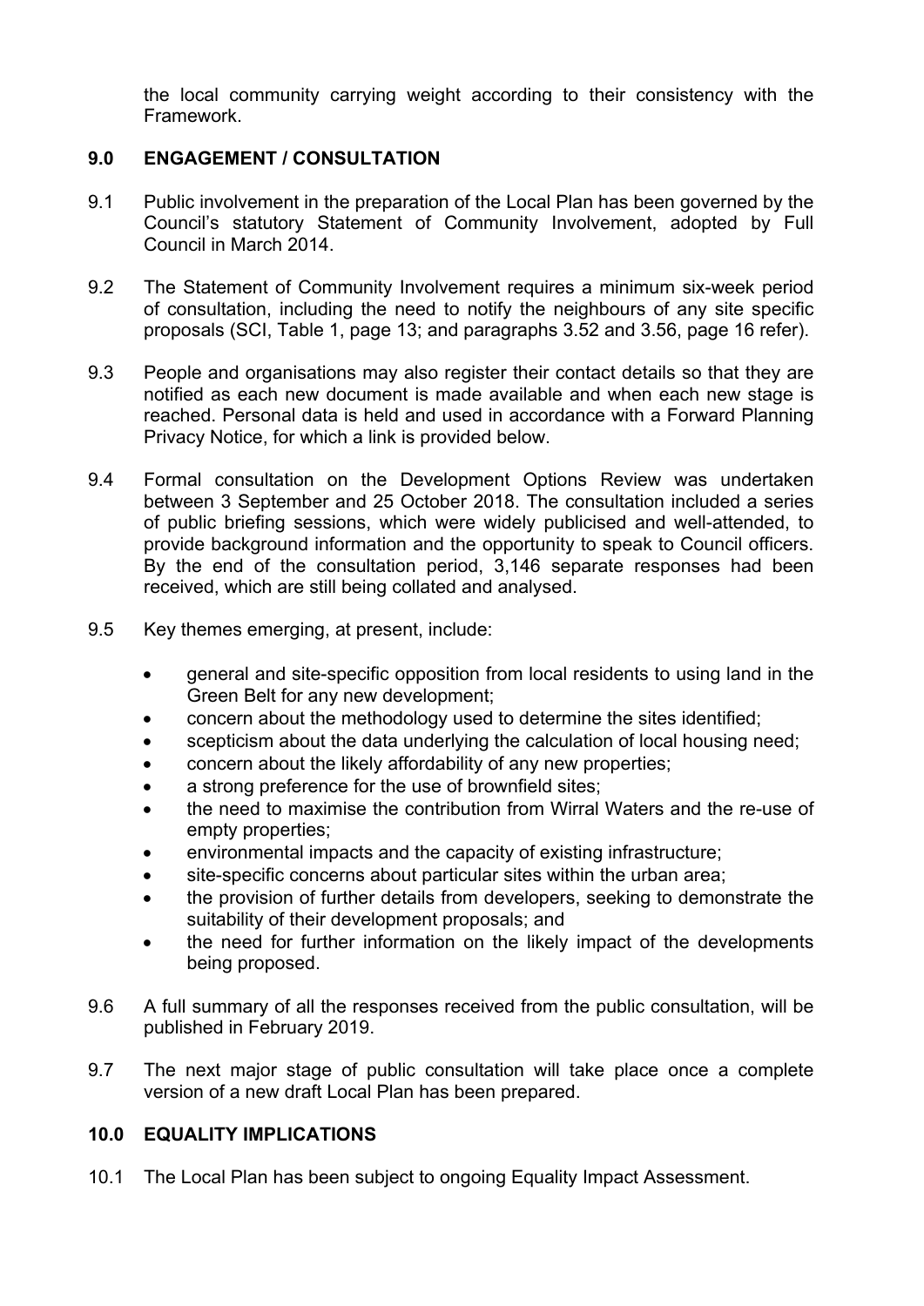the local community carrying weight according to their consistency with the Framework.

## 9.0 ENGAGEMENT / CONSULTATION

9.1 Public involvement in the preparation of the Local Plan has been governed by the Council's statutory Statement of Community Involvement, adopted by Full Council in March 2014.

9.2 The Statement of Community Involvement requires a minimum six-week period of consultation, including the need to notify the neighbours of any site specific proposals (SCI, Table 1, page 13; and paragraphs 3.52 and 3.56, page 16 refer).

9.3 People and organisations may also register their contact details so that they are notified as each new document is made available and when each new stage is reached. Personal data is held and used in accordance with a Forward Planning Privacy Notice, for which a link is provided below.

9.4 Formal consultation on the Development Options Review was undertaken between 3 September and 25 October 2018. The consultation included a series of public briefing sessions, which were widely publicised and well-attended, to provide background information and the opportunity to speak to Council officers. By the end of the consultation period, 3,146 separate responses had been received, which are still being collated and analysed.

9.5 Key themes emerging, at present, include:

- general and site-specific opposition from local residents to using land in the Green Belt for any new development;
- concern about the methodology used to determine the sites identified;
- scepticism about the data underlying the calculation of local housing need;
- concern about the likely affordability of any new properties;
- a strong preference for the use of brownfield sites;
- the need to maximise the contribution from Wirral Waters and the re-use of empty properties;
- environmental impacts and the capacity of existing infrastructure;
- site-specific concerns about particular sites within the urban area;
- the provision of further details from developers, seeking to demonstrate the suitability of their development proposals; and
- the need for further information on the likely impact of the developments being proposed.

9.6 A full summary of all the responses received from the public consultation, will be published in February 2019.

9.7 The next major stage of public consultation will take place once a complete version of a new draft Local Plan has been prepared.

## 10.0 EQUALITY IMPLICATIONS

10.1 The Local Plan has been subject to ongoing Equality Impact Assessment.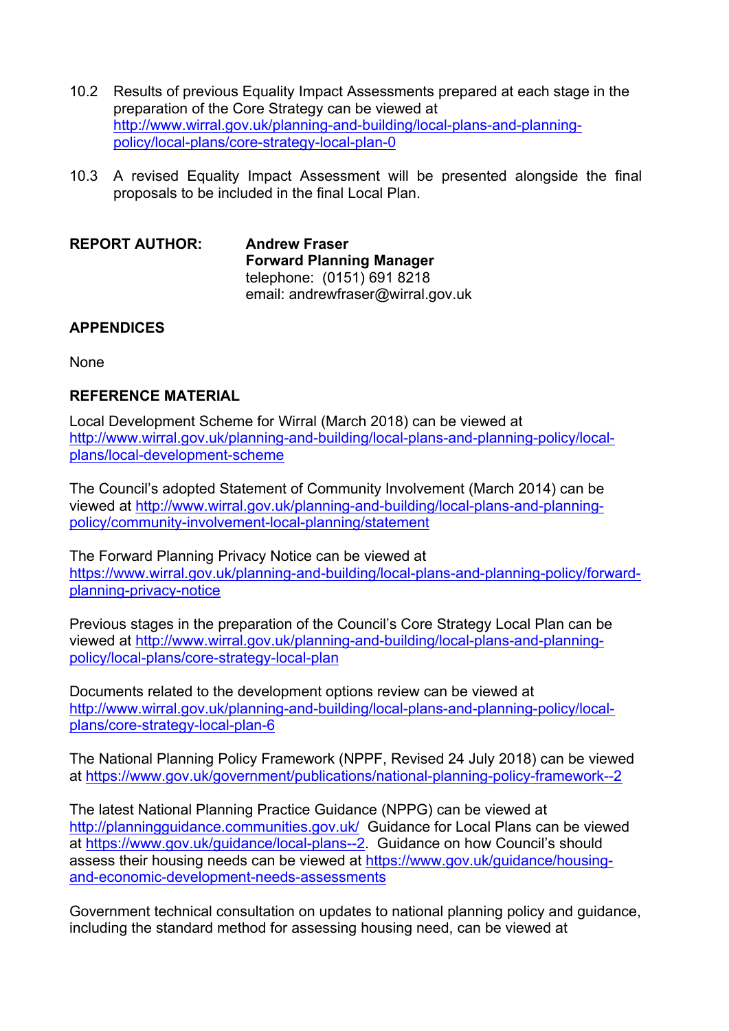10.2 Results of previous Equality Impact Assessments prepared at each stage in the preparation of the Core Strategy can be viewed at http://www.wirral.gov.uk/planning-and-building/local-plans-and-planning-policy/local-plans/core-strategy-local-plan-0

10.3 A revised Equality Impact Assessment will be presented alongside the final proposals to be included in the final Local Plan.

**REPORT AUTHOR:** **Andrew Fraser**
**Forward Planning Manager**
telephone: (0151) 691 8218
email: andrewfraser@wirral.gov.uk

## APPENDICES

None

## REFERENCE MATERIAL

Local Development Scheme for Wirral (March 2018) can be viewed at http://www.wirral.gov.uk/planning-and-building/local-plans-and-planning-policy/local-plans/local-development-scheme

The Council's adopted Statement of Community Involvement (March 2014) can be viewed at http://www.wirral.gov.uk/planning-and-building/local-plans-and-planning-policy/community-involvement-local-planning/statement

The Forward Planning Privacy Notice can be viewed at https://www.wirral.gov.uk/planning-and-building/local-plans-and-planning-policy/forward-planning-privacy-notice

Previous stages in the preparation of the Council's Core Strategy Local Plan can be viewed at http://www.wirral.gov.uk/planning-and-building/local-plans-and-planning-policy/local-plans/core-strategy-local-plan

Documents related to the development options review can be viewed at http://www.wirral.gov.uk/planning-and-building/local-plans-and-planning-policy/local-plans/core-strategy-local-plan-6

The National Planning Policy Framework (NPPF, Revised 24 July 2018) can be viewed at https://www.gov.uk/government/publications/national-planning-policy-framework--2

The latest National Planning Practice Guidance (NPPG) can be viewed at http://planningguidance.communities.gov.uk/ Guidance for Local Plans can be viewed at https://www.gov.uk/guidance/local-plans--2. Guidance on how Council's should assess their housing needs can be viewed at https://www.gov.uk/guidance/housing-and-economic-development-needs-assessments

Government technical consultation on updates to national planning policy and guidance, including the standard method for assessing housing need, can be viewed at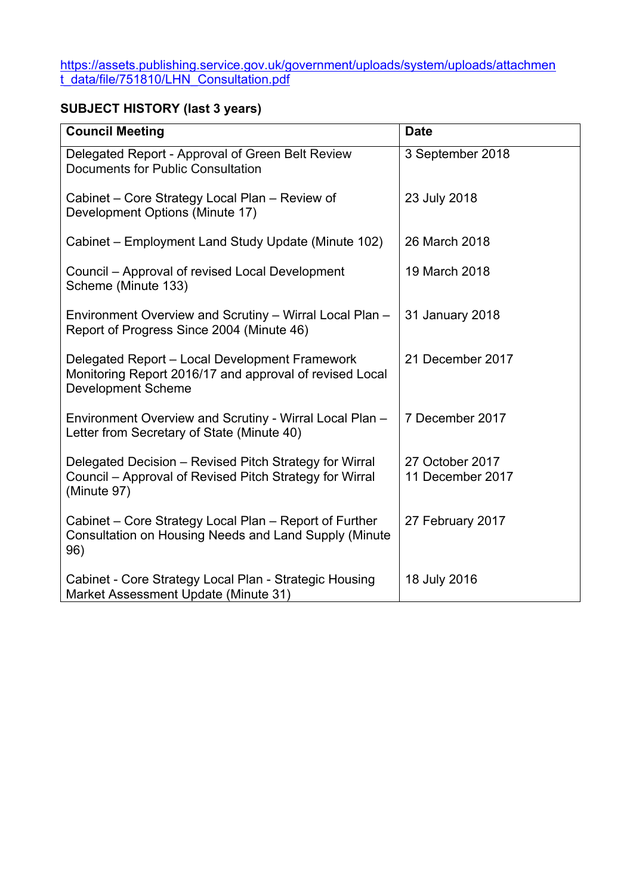https://assets.publishing.service.gov.uk/government/uploads/system/uploads/attachment_data/file/751810/LHN_Consultation.pdf

**SUBJECT HISTORY (last 3 years)**

| Council Meeting | Date |
|---|---|
| Delegated Report - Approval of Green Belt Review Documents for Public Consultation | 3 September 2018 |
| Cabinet – Core Strategy Local Plan – Review of Development Options (Minute 17) | 23 July 2018 |
| Cabinet – Employment Land Study Update (Minute 102) | 26 March 2018 |
| Council – Approval of revised Local Development Scheme (Minute 133) | 19 March 2018 |
| Environment Overview and Scrutiny – Wirral Local Plan – Report of Progress Since 2004 (Minute 46) | 31 January 2018 |
| Delegated Report – Local Development Framework Monitoring Report 2016/17 and approval of revised Local Development Scheme | 21 December 2017 |
| Environment Overview and Scrutiny - Wirral Local Plan – Letter from Secretary of State (Minute 40) | 7 December 2017 |
| Delegated Decision – Revised Pitch Strategy for Wirral<br>Council – Approval of Revised Pitch Strategy for Wirral (Minute 97) | 27 October 2017<br>11 December 2017 |
| Cabinet – Core Strategy Local Plan – Report of Further Consultation on Housing Needs and Land Supply (Minute 96) | 27 February 2017 |
| Cabinet - Core Strategy Local Plan - Strategic Housing Market Assessment Update (Minute 31) | 18 July 2016 |